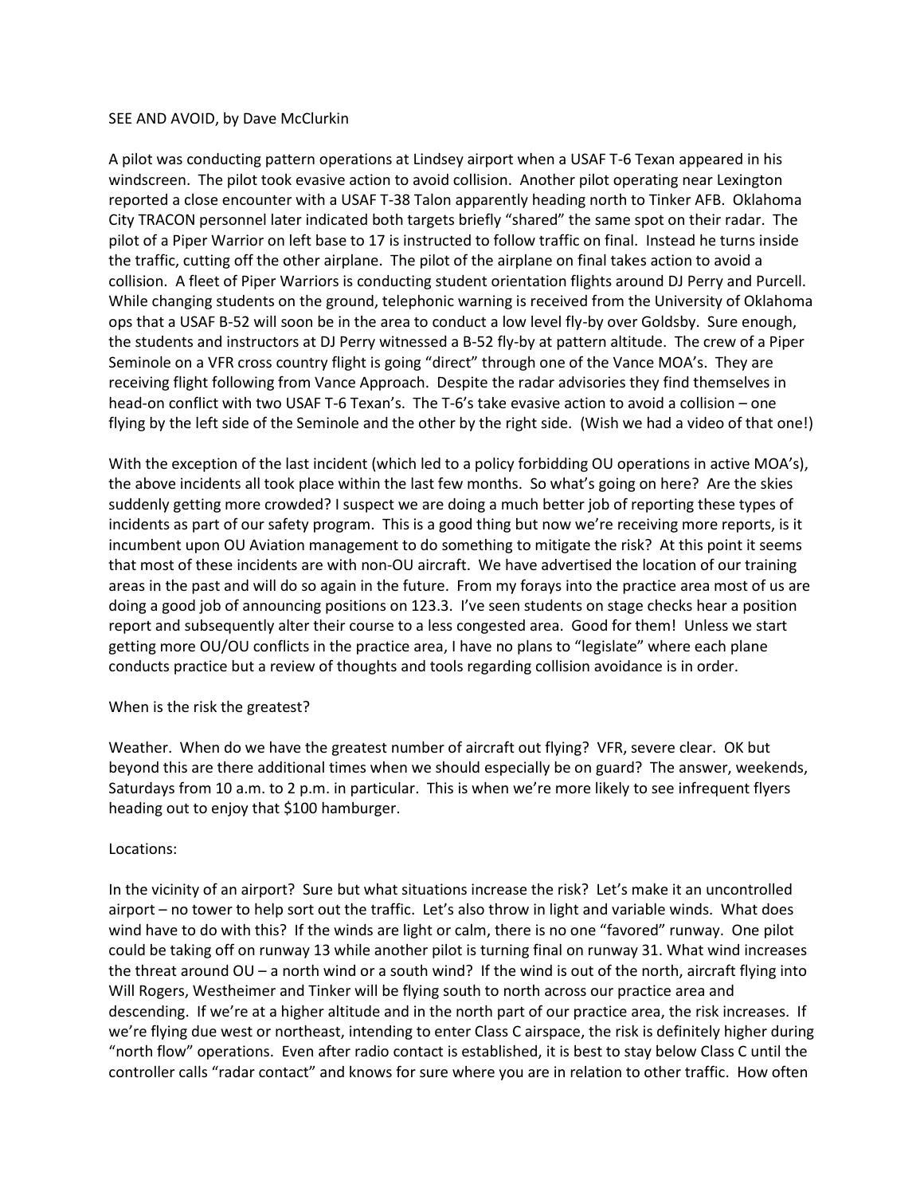SEE AND AVOID, by Dave McClurkin

A pilot was conducting pattern operations at Lindsey airport when a USAF T-6 Texan appeared in his windscreen. The pilot took evasive action to avoid collision. Another pilot operating near Lexington reported a close encounter with a USAF T-38 Talon apparently heading north to Tinker AFB. Oklahoma City TRACON personnel later indicated both targets briefly "shared" the same spot on their radar. The pilot of a Piper Warrior on left base to 17 is instructed to follow traffic on final. Instead he turns inside the traffic, cutting off the other airplane. The pilot of the airplane on final takes action to avoid a collision. A fleet of Piper Warriors is conducting student orientation flights around DJ Perry and Purcell. While changing students on the ground, telephonic warning is received from the University of Oklahoma ops that a USAF B-52 will soon be in the area to conduct a low level fly-by over Goldsby. Sure enough, the students and instructors at DJ Perry witnessed a B-52 fly-by at pattern altitude. The crew of a Piper Seminole on a VFR cross country flight is going "direct" through one of the Vance MOA's. They are receiving flight following from Vance Approach. Despite the radar advisories they find themselves in head-on conflict with two USAF T-6 Texan's. The T-6's take evasive action to avoid a collision – one flying by the left side of the Seminole and the other by the right side. (Wish we had a video of that one!)

With the exception of the last incident (which led to a policy forbidding OU operations in active MOA's), the above incidents all took place within the last few months. So what's going on here? Are the skies suddenly getting more crowded? I suspect we are doing a much better job of reporting these types of incidents as part of our safety program. This is a good thing but now we're receiving more reports, is it incumbent upon OU Aviation management to do something to mitigate the risk? At this point it seems that most of these incidents are with non-OU aircraft. We have advertised the location of our training areas in the past and will do so again in the future. From my forays into the practice area most of us are doing a good job of announcing positions on 123.3. I've seen students on stage checks hear a position report and subsequently alter their course to a less congested area. Good for them! Unless we start getting more OU/OU conflicts in the practice area, I have no plans to "legislate" where each plane conducts practice but a review of thoughts and tools regarding collision avoidance is in order.

When is the risk the greatest?

Weather. When do we have the greatest number of aircraft out flying? VFR, severe clear. OK but beyond this are there additional times when we should especially be on guard? The answer, weekends, Saturdays from 10 a.m. to 2 p.m. in particular. This is when we're more likely to see infrequent flyers heading out to enjoy that $100 hamburger.

Locations:

In the vicinity of an airport? Sure but what situations increase the risk? Let's make it an uncontrolled airport – no tower to help sort out the traffic. Let's also throw in light and variable winds. What does wind have to do with this? If the winds are light or calm, there is no one "favored" runway. One pilot could be taking off on runway 13 while another pilot is turning final on runway 31. What wind increases the threat around OU – a north wind or a south wind? If the wind is out of the north, aircraft flying into Will Rogers, Westheimer and Tinker will be flying south to north across our practice area and descending. If we're at a higher altitude and in the north part of our practice area, the risk increases. If we're flying due west or northeast, intending to enter Class C airspace, the risk is definitely higher during "north flow" operations. Even after radio contact is established, it is best to stay below Class C until the controller calls "radar contact" and knows for sure where you are in relation to other traffic. How often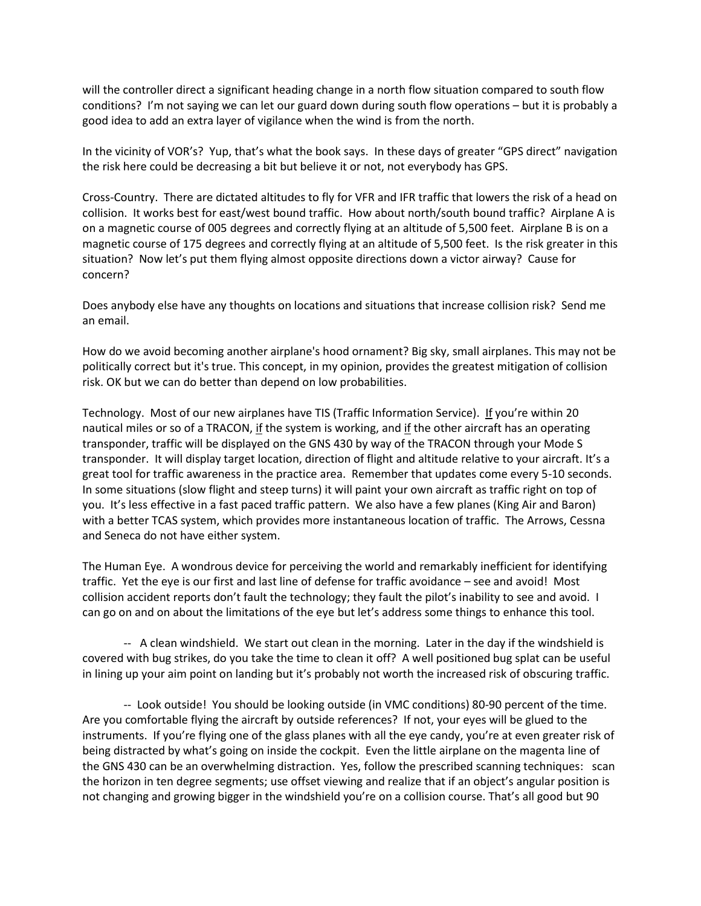will the controller direct a significant heading change in a north flow situation compared to south flow conditions? I'm not saying we can let our guard down during south flow operations – but it is probably a good idea to add an extra layer of vigilance when the wind is from the north.

In the vicinity of VOR's? Yup, that's what the book says. In these days of greater "GPS direct" navigation the risk here could be decreasing a bit but believe it or not, not everybody has GPS.

Cross-Country. There are dictated altitudes to fly for VFR and IFR traffic that lowers the risk of a head on collision. It works best for east/west bound traffic. How about north/south bound traffic? Airplane A is on a magnetic course of 005 degrees and correctly flying at an altitude of 5,500 feet. Airplane B is on a magnetic course of 175 degrees and correctly flying at an altitude of 5,500 feet. Is the risk greater in this situation? Now let's put them flying almost opposite directions down a victor airway? Cause for concern?

Does anybody else have any thoughts on locations and situations that increase collision risk? Send me an email.

How do we avoid becoming another airplane's hood ornament? Big sky, small airplanes. This may not be politically correct but it's true. This concept, in my opinion, provides the greatest mitigation of collision risk. OK but we can do better than depend on low probabilities.

Technology. Most of our new airplanes have TIS (Traffic Information Service). <u>If</u> you're within 20 nautical miles or so of a TRACON, <u>if</u> the system is working, and <u>if</u> the other aircraft has an operating transponder, traffic will be displayed on the GNS 430 by way of the TRACON through your Mode S transponder. It will display target location, direction of flight and altitude relative to your aircraft. It's a great tool for traffic awareness in the practice area. Remember that updates come every 5-10 seconds. In some situations (slow flight and steep turns) it will paint your own aircraft as traffic right on top of you. It's less effective in a fast paced traffic pattern. We also have a few planes (King Air and Baron) with a better TCAS system, which provides more instantaneous location of traffic. The Arrows, Cessna and Seneca do not have either system.

The Human Eye. A wondrous device for perceiving the world and remarkably inefficient for identifying traffic. Yet the eye is our first and last line of defense for traffic avoidance – see and avoid! Most collision accident reports don't fault the technology; they fault the pilot's inability to see and avoid. I can go on and on about the limitations of the eye but let's address some things to enhance this tool.

-- A clean windshield. We start out clean in the morning. Later in the day if the windshield is covered with bug strikes, do you take the time to clean it off? A well positioned bug splat can be useful in lining up your aim point on landing but it's probably not worth the increased risk of obscuring traffic.

-- Look outside! You should be looking outside (in VMC conditions) 80-90 percent of the time. Are you comfortable flying the aircraft by outside references? If not, your eyes will be glued to the instruments. If you're flying one of the glass planes with all the eye candy, you're at even greater risk of being distracted by what's going on inside the cockpit. Even the little airplane on the magenta line of the GNS 430 can be an overwhelming distraction. Yes, follow the prescribed scanning techniques: scan the horizon in ten degree segments; use offset viewing and realize that if an object's angular position is not changing and growing bigger in the windshield you're on a collision course. That's all good but 90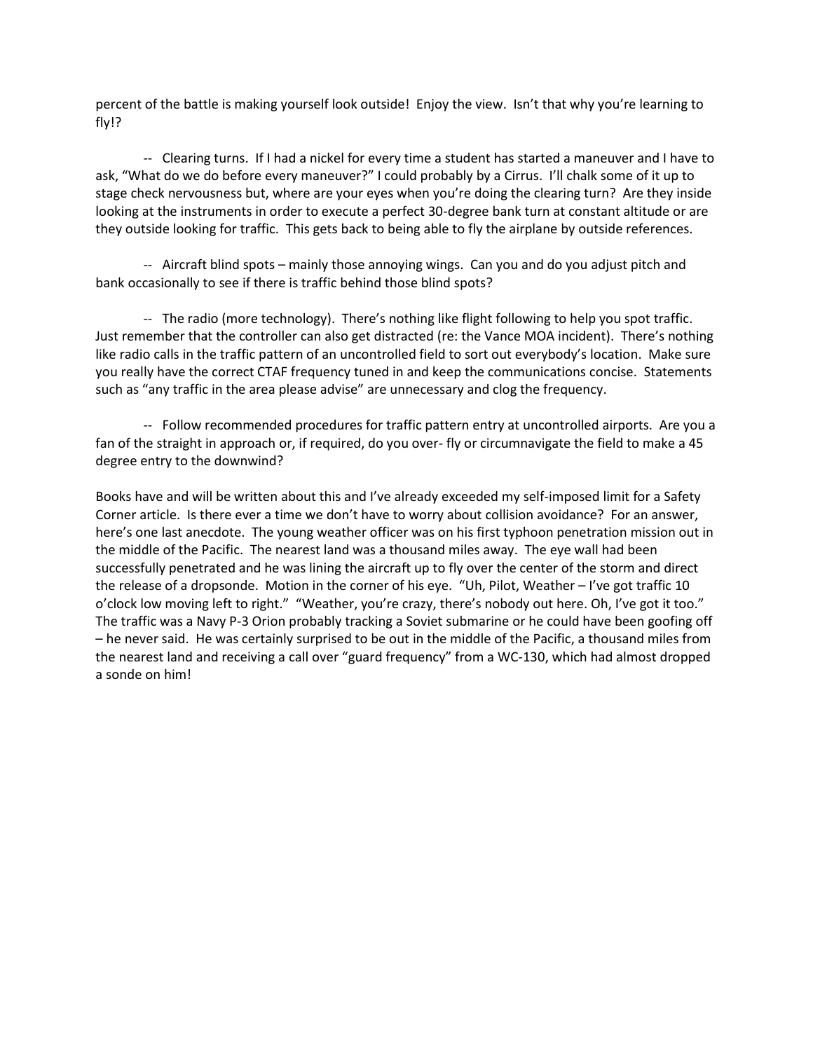percent of the battle is making yourself look outside! Enjoy the view. Isn't that why you're learning to fly!?

-- Clearing turns. If I had a nickel for every time a student has started a maneuver and I have to ask, "What do we do before every maneuver?" I could probably by a Cirrus. I'll chalk some of it up to stage check nervousness but, where are your eyes when you're doing the clearing turn? Are they inside looking at the instruments in order to execute a perfect 30-degree bank turn at constant altitude or are they outside looking for traffic. This gets back to being able to fly the airplane by outside references.

-- Aircraft blind spots – mainly those annoying wings. Can you and do you adjust pitch and bank occasionally to see if there is traffic behind those blind spots?

-- The radio (more technology). There's nothing like flight following to help you spot traffic. Just remember that the controller can also get distracted (re: the Vance MOA incident). There's nothing like radio calls in the traffic pattern of an uncontrolled field to sort out everybody's location. Make sure you really have the correct CTAF frequency tuned in and keep the communications concise. Statements such as "any traffic in the area please advise" are unnecessary and clog the frequency.

-- Follow recommended procedures for traffic pattern entry at uncontrolled airports. Are you a fan of the straight in approach or, if required, do you over- fly or circumnavigate the field to make a 45 degree entry to the downwind?

Books have and will be written about this and I've already exceeded my self-imposed limit for a Safety Corner article. Is there ever a time we don't have to worry about collision avoidance? For an answer, here's one last anecdote. The young weather officer was on his first typhoon penetration mission out in the middle of the Pacific. The nearest land was a thousand miles away. The eye wall had been successfully penetrated and he was lining the aircraft up to fly over the center of the storm and direct the release of a dropsonde. Motion in the corner of his eye. "Uh, Pilot, Weather – I've got traffic 10 o'clock low moving left to right." "Weather, you're crazy, there's nobody out here. Oh, I've got it too." The traffic was a Navy P-3 Orion probably tracking a Soviet submarine or he could have been goofing off – he never said. He was certainly surprised to be out in the middle of the Pacific, a thousand miles from the nearest land and receiving a call over "guard frequency" from a WC-130, which had almost dropped a sonde on him!